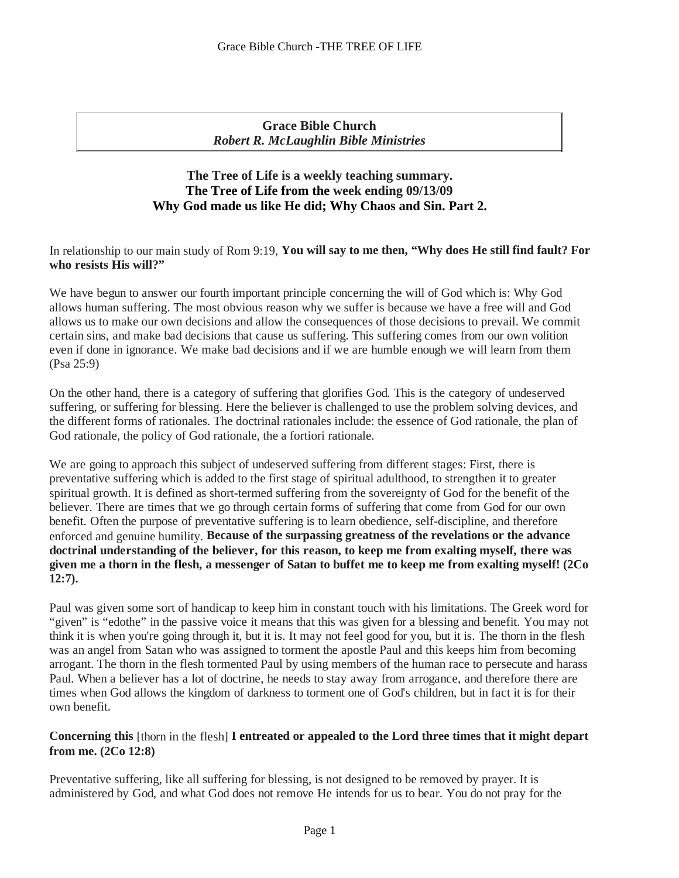**Grace Bible Church**
***Robert R. McLaughlin Bible Ministries***

## The Tree of Life is a weekly teaching summary.
## The Tree of Life from the week ending 09/13/09
## Why God made us like He did; Why Chaos and Sin. Part 2.

In relationship to our main study of Rom 9:19, **You will say to me then, "Why does He still find fault? For who resists His will?"**

We have begun to answer our fourth important principle concerning the will of God which is: Why God allows human suffering. The most obvious reason why we suffer is because we have a free will and God allows us to make our own decisions and allow the consequences of those decisions to prevail. We commit certain sins, and make bad decisions that cause us suffering. This suffering comes from our own volition even if done in ignorance. We make bad decisions and if we are humble enough we will learn from them (Psa 25:9)

On the other hand, there is a category of suffering that glorifies God. This is the category of undeserved suffering, or suffering for blessing. Here the believer is challenged to use the problem solving devices, and the different forms of rationales. The doctrinal rationales include: the essence of God rationale, the plan of God rationale, the policy of God rationale, the a fortiori rationale.

We are going to approach this subject of undeserved suffering from different stages: First, there is preventative suffering which is added to the first stage of spiritual adulthood, to strengthen it to greater spiritual growth. It is defined as short-termed suffering from the sovereignty of God for the benefit of the believer. There are times that we go through certain forms of suffering that come from God for our own benefit. Often the purpose of preventative suffering is to learn obedience, self-discipline, and therefore enforced and genuine humility. **Because of the surpassing greatness of the revelations or the advance doctrinal understanding of the believer, for this reason, to keep me from exalting myself, there was given me a thorn in the flesh, a messenger of Satan to buffet me to keep me from exalting myself! (2Co 12:7).**

Paul was given some sort of handicap to keep him in constant touch with his limitations. The Greek word for "given" is "edothe" in the passive voice it means that this was given for a blessing and benefit. You may not think it is when you're going through it, but it is. It may not feel good for you, but it is. The thorn in the flesh was an angel from Satan who was assigned to torment the apostle Paul and this keeps him from becoming arrogant. The thorn in the flesh tormented Paul by using members of the human race to persecute and harass Paul. When a believer has a lot of doctrine, he needs to stay away from arrogance, and therefore there are times when God allows the kingdom of darkness to torment one of God's children, but in fact it is for their own benefit.

**Concerning this** [thorn in the flesh] **I entreated or appealed to the Lord three times that it might depart from me. (2Co 12:8)**

Preventative suffering, like all suffering for blessing, is not designed to be removed by prayer. It is administered by God, and what God does not remove He intends for us to bear. You do not pray for the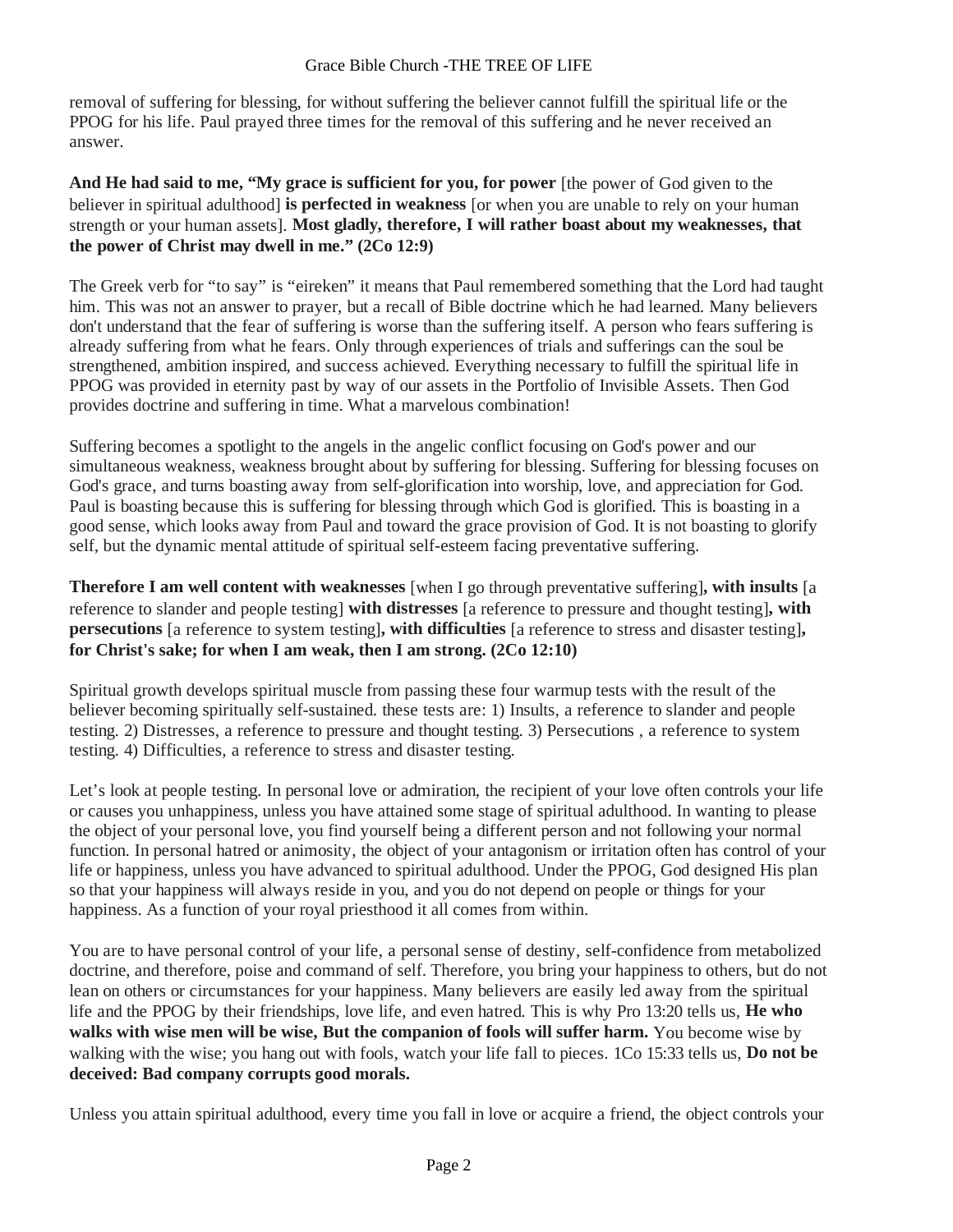removal of suffering for blessing, for without suffering the believer cannot fulfill the spiritual life or the PPOG for his life. Paul prayed three times for the removal of this suffering and he never received an answer.

**And He had said to me, "My grace is sufficient for you, for power** [the power of God given to the believer in spiritual adulthood] **is perfected in weakness** [or when you are unable to rely on your human strength or your human assets]. **Most gladly, therefore, I will rather boast about my weaknesses, that the power of Christ may dwell in me." (2Co 12:9)**

The Greek verb for "to say" is "eireken" it means that Paul remembered something that the Lord had taught him. This was not an answer to prayer, but a recall of Bible doctrine which he had learned. Many believers don't understand that the fear of suffering is worse than the suffering itself. A person who fears suffering is already suffering from what he fears. Only through experiences of trials and sufferings can the soul be strengthened, ambition inspired, and success achieved. Everything necessary to fulfill the spiritual life in PPOG was provided in eternity past by way of our assets in the Portfolio of Invisible Assets. Then God provides doctrine and suffering in time. What a marvelous combination!

Suffering becomes a spotlight to the angels in the angelic conflict focusing on God's power and our simultaneous weakness, weakness brought about by suffering for blessing. Suffering for blessing focuses on God's grace, and turns boasting away from self-glorification into worship, love, and appreciation for God. Paul is boasting because this is suffering for blessing through which God is glorified. This is boasting in a good sense, which looks away from Paul and toward the grace provision of God. It is not boasting to glorify self, but the dynamic mental attitude of spiritual self-esteem facing preventative suffering.

**Therefore I am well content with weaknesses** [when I go through preventative suffering]**, with insults** [a reference to slander and people testing] **with distresses** [a reference to pressure and thought testing]**, with persecutions** [a reference to system testing]**, with difficulties** [a reference to stress and disaster testing]**, for Christ's sake; for when I am weak, then I am strong. (2Co 12:10)**

Spiritual growth develops spiritual muscle from passing these four warmup tests with the result of the believer becoming spiritually self-sustained. these tests are: 1) Insults, a reference to slander and people testing. 2) Distresses, a reference to pressure and thought testing. 3) Persecutions , a reference to system testing. 4) Difficulties, a reference to stress and disaster testing.

Let's look at people testing. In personal love or admiration, the recipient of your love often controls your life or causes you unhappiness, unless you have attained some stage of spiritual adulthood. In wanting to please the object of your personal love, you find yourself being a different person and not following your normal function. In personal hatred or animosity, the object of your antagonism or irritation often has control of your life or happiness, unless you have advanced to spiritual adulthood. Under the PPOG, God designed His plan so that your happiness will always reside in you, and you do not depend on people or things for your happiness. As a function of your royal priesthood it all comes from within.

You are to have personal control of your life, a personal sense of destiny, self-confidence from metabolized doctrine, and therefore, poise and command of self. Therefore, you bring your happiness to others, but do not lean on others or circumstances for your happiness. Many believers are easily led away from the spiritual life and the PPOG by their friendships, love life, and even hatred. This is why Pro 13:20 tells us, **He who walks with wise men will be wise, But the companion of fools will suffer harm.** You become wise by walking with the wise; you hang out with fools, watch your life fall to pieces. 1Co 15:33 tells us, **Do not be deceived: Bad company corrupts good morals.**

Unless you attain spiritual adulthood, every time you fall in love or acquire a friend, the object controls your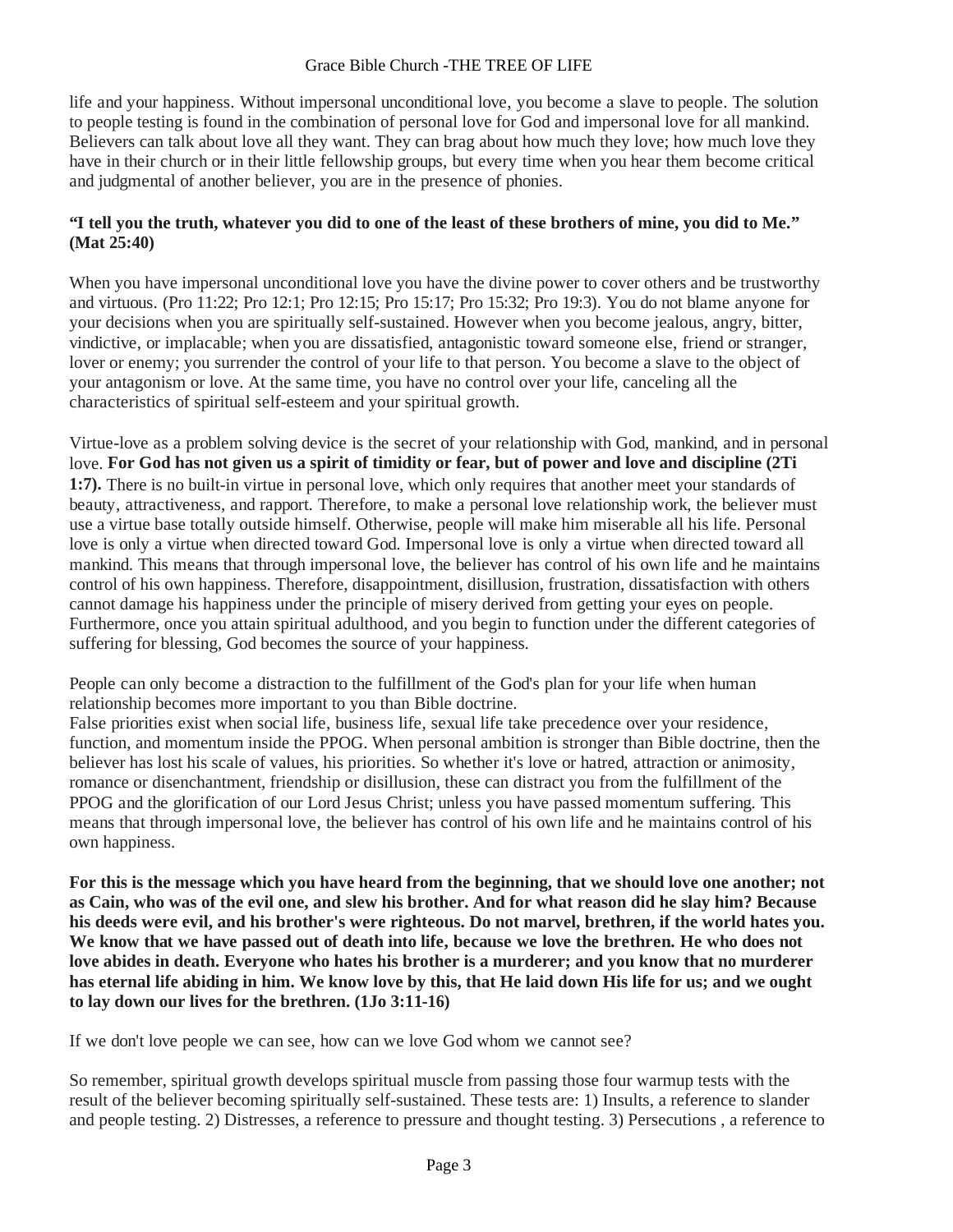life and your happiness. Without impersonal unconditional love, you become a slave to people. The solution to people testing is found in the combination of personal love for God and impersonal love for all mankind. Believers can talk about love all they want. They can brag about how much they love; how much love they have in their church or in their little fellowship groups, but every time when you hear them become critical and judgmental of another believer, you are in the presence of phonies.

**"I tell you the truth, whatever you did to one of the least of these brothers of mine, you did to Me." (Mat 25:40)**

When you have impersonal unconditional love you have the divine power to cover others and be trustworthy and virtuous. (Pro 11:22; Pro 12:1; Pro 12:15; Pro 15:17; Pro 15:32; Pro 19:3). You do not blame anyone for your decisions when you are spiritually self-sustained. However when you become jealous, angry, bitter, vindictive, or implacable; when you are dissatisfied, antagonistic toward someone else, friend or stranger, lover or enemy; you surrender the control of your life to that person. You become a slave to the object of your antagonism or love. At the same time, you have no control over your life, canceling all the characteristics of spiritual self-esteem and your spiritual growth.

Virtue-love as a problem solving device is the secret of your relationship with God, mankind, and in personal love. **For God has not given us a spirit of timidity or fear, but of power and love and discipline (2Ti 1:7).** There is no built-in virtue in personal love, which only requires that another meet your standards of beauty, attractiveness, and rapport. Therefore, to make a personal love relationship work, the believer must use a virtue base totally outside himself. Otherwise, people will make him miserable all his life. Personal love is only a virtue when directed toward God. Impersonal love is only a virtue when directed toward all mankind. This means that through impersonal love, the believer has control of his own life and he maintains control of his own happiness. Therefore, disappointment, disillusion, frustration, dissatisfaction with others cannot damage his happiness under the principle of misery derived from getting your eyes on people. Furthermore, once you attain spiritual adulthood, and you begin to function under the different categories of suffering for blessing, God becomes the source of your happiness.

People can only become a distraction to the fulfillment of the God's plan for your life when human relationship becomes more important to you than Bible doctrine.
False priorities exist when social life, business life, sexual life take precedence over your residence, function, and momentum inside the PPOG. When personal ambition is stronger than Bible doctrine, then the believer has lost his scale of values, his priorities. So whether it's love or hatred, attraction or animosity, romance or disenchantment, friendship or disillusion, these can distract you from the fulfillment of the PPOG and the glorification of our Lord Jesus Christ; unless you have passed momentum suffering. This means that through impersonal love, the believer has control of his own life and he maintains control of his own happiness.

**For this is the message which you have heard from the beginning, that we should love one another; not as Cain, who was of the evil one, and slew his brother. And for what reason did he slay him? Because his deeds were evil, and his brother's were righteous. Do not marvel, brethren, if the world hates you. We know that we have passed out of death into life, because we love the brethren. He who does not love abides in death. Everyone who hates his brother is a murderer; and you know that no murderer has eternal life abiding in him. We know love by this, that He laid down His life for us; and we ought to lay down our lives for the brethren. (1Jo 3:11-16)**

If we don't love people we can see, how can we love God whom we cannot see?

So remember, spiritual growth develops spiritual muscle from passing those four warmup tests with the result of the believer becoming spiritually self-sustained. These tests are: 1) Insults, a reference to slander and people testing. 2) Distresses, a reference to pressure and thought testing. 3) Persecutions , a reference to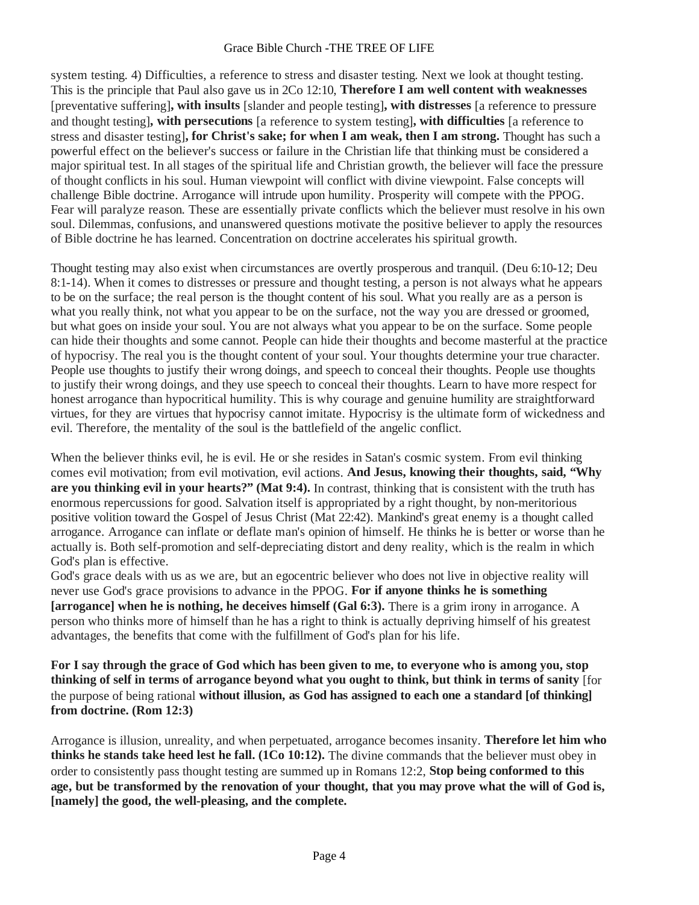system testing. 4) Difficulties, a reference to stress and disaster testing. Next we look at thought testing. This is the principle that Paul also gave us in 2Co 12:10, **Therefore I am well content with weaknesses** [preventative suffering]**, with insults** [slander and people testing]**, with distresses** [a reference to pressure and thought testing]**, with persecutions** [a reference to system testing]**, with difficulties** [a reference to stress and disaster testing]**, for Christ's sake; for when I am weak, then I am strong.** Thought has such a powerful effect on the believer's success or failure in the Christian life that thinking must be considered a major spiritual test. In all stages of the spiritual life and Christian growth, the believer will face the pressure of thought conflicts in his soul. Human viewpoint will conflict with divine viewpoint. False concepts will challenge Bible doctrine. Arrogance will intrude upon humility. Prosperity will compete with the PPOG. Fear will paralyze reason. These are essentially private conflicts which the believer must resolve in his own soul. Dilemmas, confusions, and unanswered questions motivate the positive believer to apply the resources of Bible doctrine he has learned. Concentration on doctrine accelerates his spiritual growth.

Thought testing may also exist when circumstances are overtly prosperous and tranquil. (Deu 6:10-12; Deu 8:1-14). When it comes to distresses or pressure and thought testing, a person is not always what he appears to be on the surface; the real person is the thought content of his soul. What you really are as a person is what you really think, not what you appear to be on the surface, not the way you are dressed or groomed, but what goes on inside your soul. You are not always what you appear to be on the surface. Some people can hide their thoughts and some cannot. People can hide their thoughts and become masterful at the practice of hypocrisy. The real you is the thought content of your soul. Your thoughts determine your true character. People use thoughts to justify their wrong doings, and speech to conceal their thoughts. People use thoughts to justify their wrong doings, and they use speech to conceal their thoughts. Learn to have more respect for honest arrogance than hypocritical humility. This is why courage and genuine humility are straightforward virtues, for they are virtues that hypocrisy cannot imitate. Hypocrisy is the ultimate form of wickedness and evil. Therefore, the mentality of the soul is the battlefield of the angelic conflict.

When the believer thinks evil, he is evil. He or she resides in Satan's cosmic system. From evil thinking comes evil motivation; from evil motivation, evil actions. **And Jesus, knowing their thoughts, said, "Why are you thinking evil in your hearts?" (Mat 9:4).** In contrast, thinking that is consistent with the truth has enormous repercussions for good. Salvation itself is appropriated by a right thought, by non-meritorious positive volition toward the Gospel of Jesus Christ (Mat 22:42). Mankind's great enemy is a thought called arrogance. Arrogance can inflate or deflate man's opinion of himself. He thinks he is better or worse than he actually is. Both self-promotion and self-depreciating distort and deny reality, which is the realm in which God's plan is effective.

God's grace deals with us as we are, but an egocentric believer who does not live in objective reality will never use God's grace provisions to advance in the PPOG. **For if anyone thinks he is something [arrogance] when he is nothing, he deceives himself (Gal 6:3).** There is a grim irony in arrogance. A person who thinks more of himself than he has a right to think is actually depriving himself of his greatest advantages, the benefits that come with the fulfillment of God's plan for his life.

**For I say through the grace of God which has been given to me, to everyone who is among you, stop thinking of self in terms of arrogance beyond what you ought to think, but think in terms of sanity** [for the purpose of being rational **without illusion, as God has assigned to each one a standard [of thinking] from doctrine. (Rom 12:3)**

Arrogance is illusion, unreality, and when perpetuated, arrogance becomes insanity. **Therefore let him who thinks he stands take heed lest he fall. (1Co 10:12).** The divine commands that the believer must obey in order to consistently pass thought testing are summed up in Romans 12:2, **Stop being conformed to this age, but be transformed by the renovation of your thought, that you may prove what the will of God is, [namely] the good, the well-pleasing, and the complete.**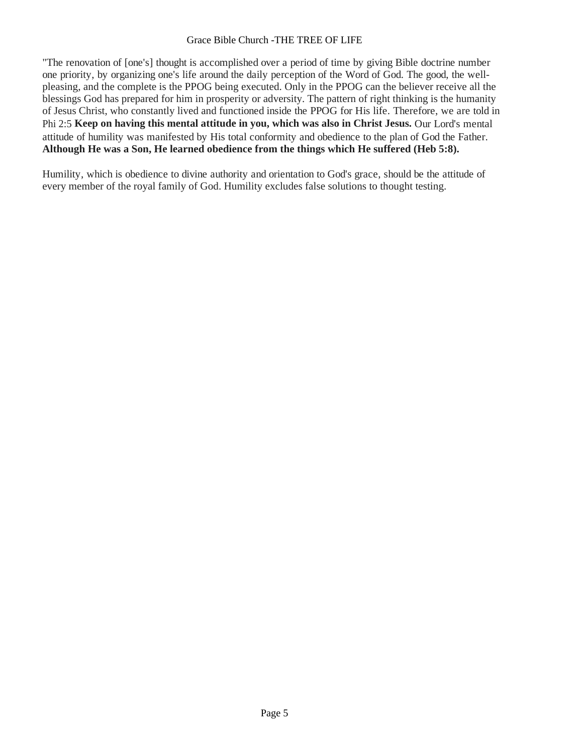"The renovation of [one's] thought is accomplished over a period of time by giving Bible doctrine number one priority, by organizing one's life around the daily perception of the Word of God. The good, the well-pleasing, and the complete is the PPOG being executed. Only in the PPOG can the believer receive all the blessings God has prepared for him in prosperity or adversity. The pattern of right thinking is the humanity of Jesus Christ, who constantly lived and functioned inside the PPOG for His life. Therefore, we are told in Phi 2:5 **Keep on having this mental attitude in you, which was also in Christ Jesus.** Our Lord's mental attitude of humility was manifested by His total conformity and obedience to the plan of God the Father. **Although He was a Son, He learned obedience from the things which He suffered (Heb 5:8).**

Humility, which is obedience to divine authority and orientation to God's grace, should be the attitude of every member of the royal family of God. Humility excludes false solutions to thought testing.